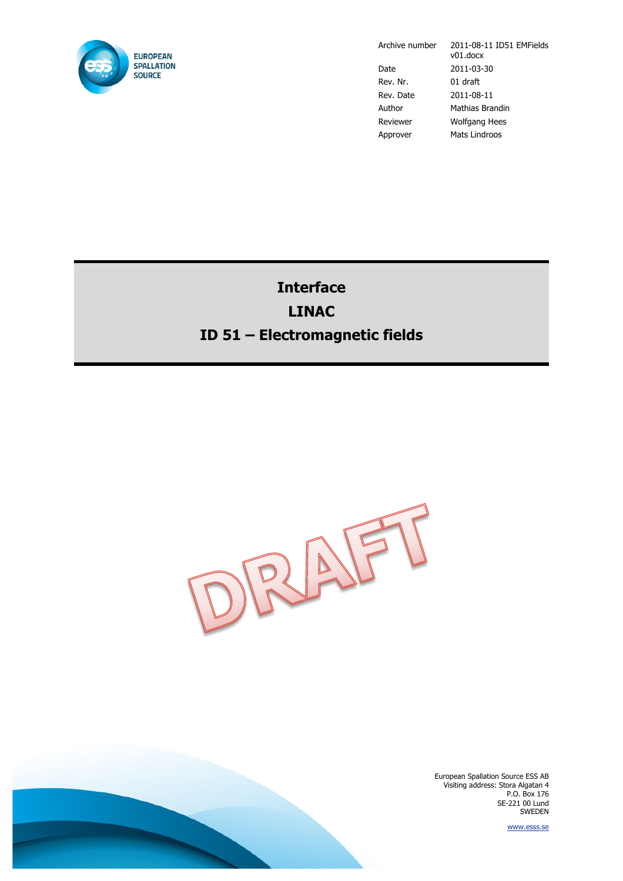EUROPEAN SPALLATION SOURCE

| | |
|---|---|
| Archive number | 2011-08-11 ID51 EMFields v01.docx |
| Date | 2011-03-30 |
| Rev. Nr. | 01 draft |
| Rev. Date | 2011-08-11 |
| Author | Mathias Brandin |
| Reviewer | Wolfgang Hees |
| Approver | Mats Lindroos |

# Interface
# LINAC
# ID 51 – Electromagnetic fields

DRAFT

European Spallation Source ESS AB
Visiting address: Stora Algatan 4
P.O. Box 176
SE-221 00 Lund
SWEDEN

www.esss.se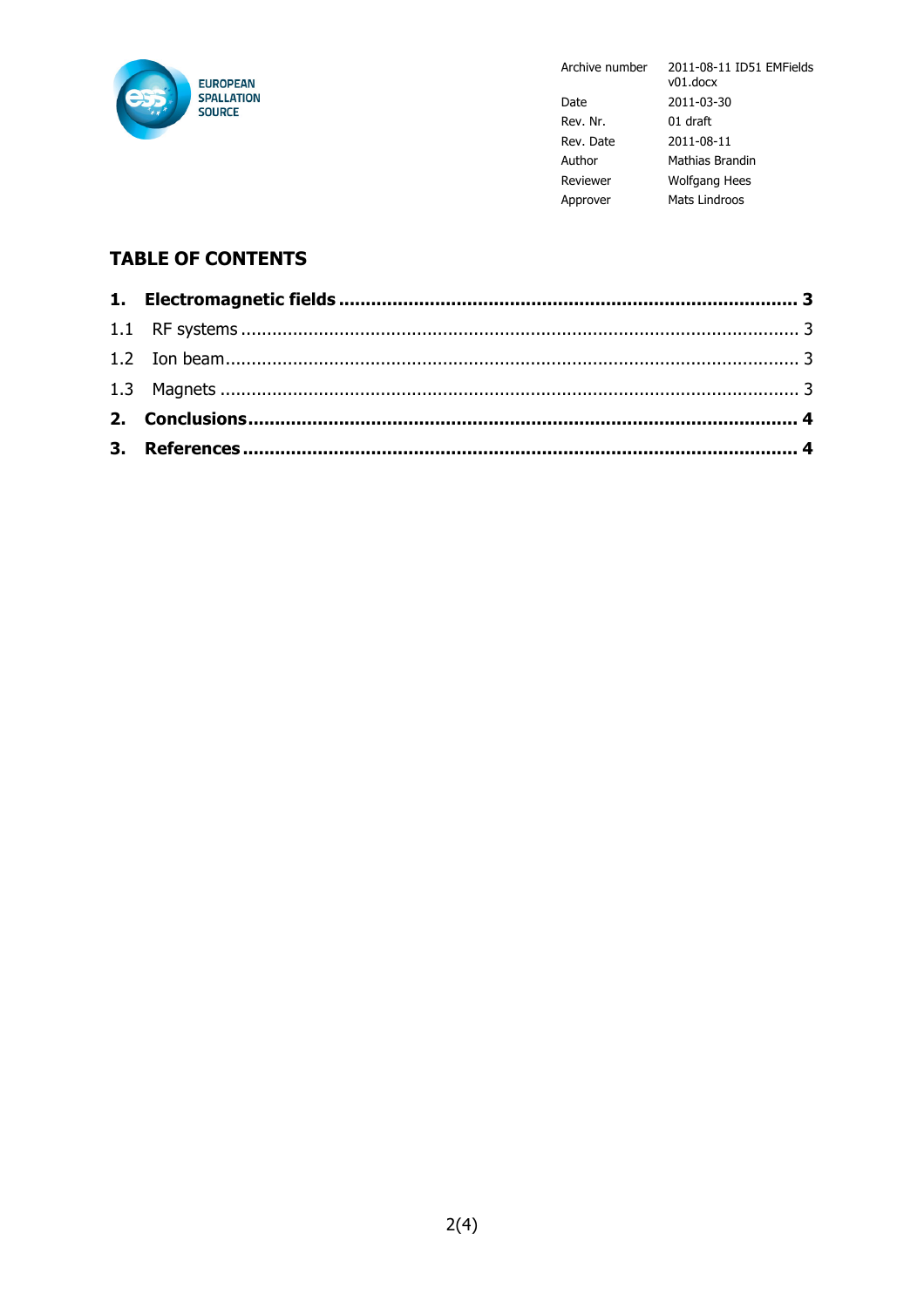| | |
|---|---|
| Archive number | 2011-08-11 ID51 EMFields v01.docx |
| Date | 2011-03-30 |
| Rev. Nr. | 01 draft |
| Rev. Date | 2011-08-11 |
| Author | Mathias Brandin |
| Reviewer | Wolfgang Hees |
| Approver | Mats Lindroos |

## TABLE OF CONTENTS

**1. Electromagnetic fields ........................................................................ 3**

1.1 RF systems ........................................................................................ 3

1.2 Ion beam............................................................................................ 3

1.3 Magnets ............................................................................................. 3

**2. Conclusions........................................................................................ 4**

**3. References.......................................................................................... 4**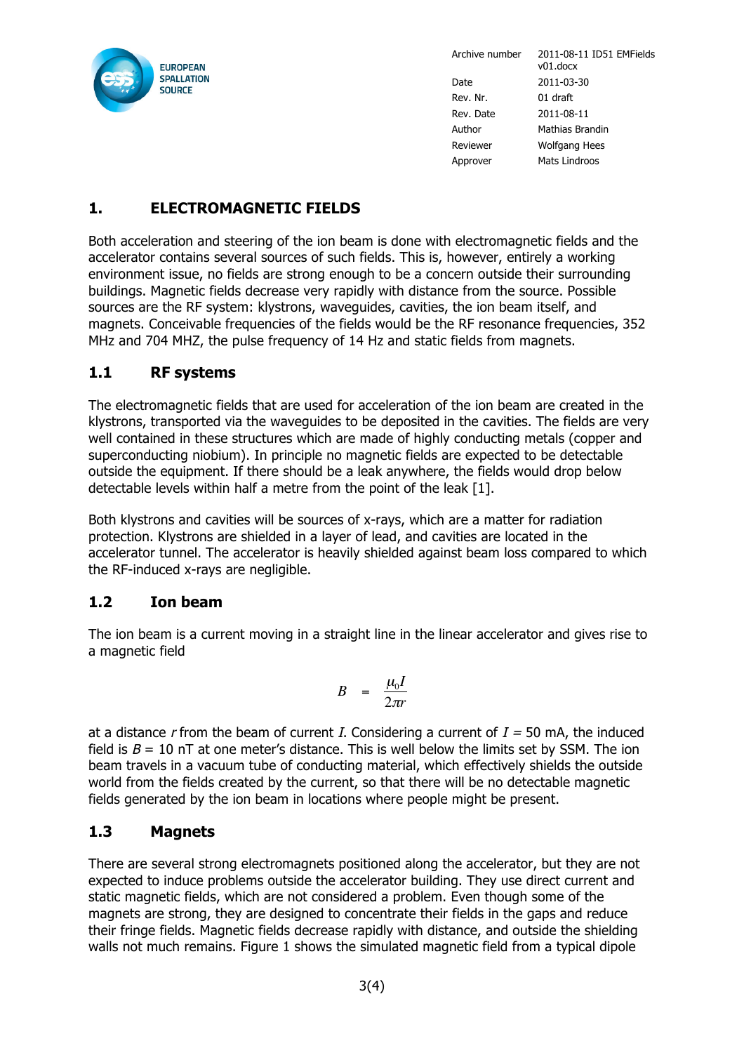# 1. ELECTROMAGNETIC FIELDS

Both acceleration and steering of the ion beam is done with electromagnetic fields and the accelerator contains several sources of such fields. This is, however, entirely a working environment issue, no fields are strong enough to be a concern outside their surrounding buildings. Magnetic fields decrease very rapidly with distance from the source. Possible sources are the RF system: klystrons, waveguides, cavities, the ion beam itself, and magnets. Conceivable frequencies of the fields would be the RF resonance frequencies, 352 MHz and 704 MHZ, the pulse frequency of 14 Hz and static fields from magnets.

## 1.1 RF systems

The electromagnetic fields that are used for acceleration of the ion beam are created in the klystrons, transported via the waveguides to be deposited in the cavities. The fields are very well contained in these structures which are made of highly conducting metals (copper and superconducting niobium). In principle no magnetic fields are expected to be detectable outside the equipment. If there should be a leak anywhere, the fields would drop below detectable levels within half a metre from the point of the leak [1].

Both klystrons and cavities will be sources of x-rays, which are a matter for radiation protection. Klystrons are shielded in a layer of lead, and cavities are located in the accelerator tunnel. The accelerator is heavily shielded against beam loss compared to which the RF-induced x-rays are negligible.

## 1.2 Ion beam

The ion beam is a current moving in a straight line in the linear accelerator and gives rise to a magnetic field

$$B = \frac{\mu_0 I}{2\pi r}$$

at a distance $r$ from the beam of current $I$. Considering a current of $I$ = 50 mA, the induced field is $B$ = 10 nT at one meter's distance. This is well below the limits set by SSM. The ion beam travels in a vacuum tube of conducting material, which effectively shields the outside world from the fields created by the current, so that there will be no detectable magnetic fields generated by the ion beam in locations where people might be present.

## 1.3 Magnets

There are several strong electromagnets positioned along the accelerator, but they are not expected to induce problems outside the accelerator building. They use direct current and static magnetic fields, which are not considered a problem. Even though some of the magnets are strong, they are designed to concentrate their fields in the gaps and reduce their fringe fields. Magnetic fields decrease rapidly with distance, and outside the shielding walls not much remains. Figure 1 shows the simulated magnetic field from a typical dipole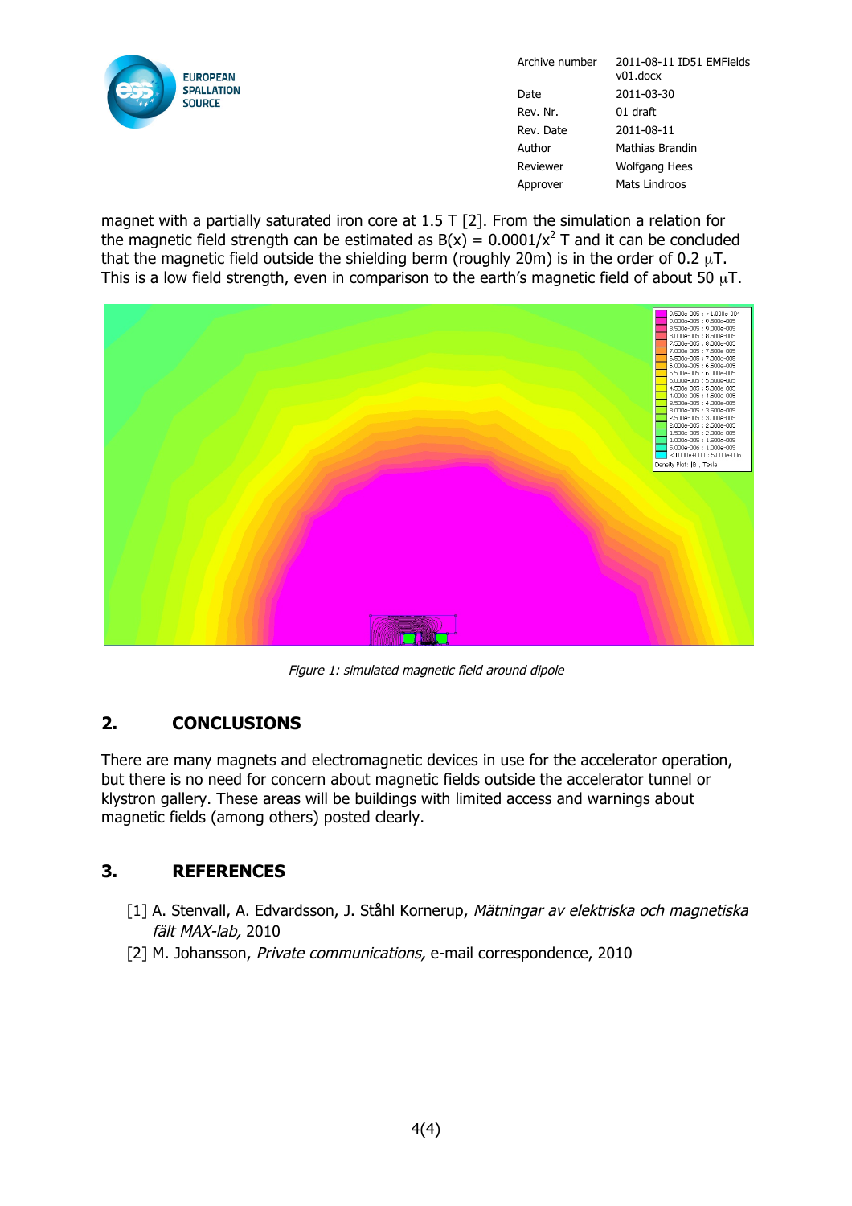magnet with a partially saturated iron core at 1.5 T [2]. From the simulation a relation for the magnetic field strength can be estimated as $B(x) = 0.0001/x^2$ T and it can be concluded that the magnetic field outside the shielding berm (roughly 20m) is in the order of 0.2 μT. This is a low field strength, even in comparison to the earth's magnetic field of about 50 μT.

9.500e-005 : >1.000e-004
9.000e-005 : 9.500e-005
8.500e-005 : 9.000e-005
8.000e-005 : 8.500e-005
7.500e-005 : 8.000e-005
7.000e-005 : 7.500e-005
6.500e-005 : 7.000e-005
6.000e-005 : 6.500e-005
5.500e-005 : 6.000e-005
5.000e-005 : 5.500e-005
4.500e-005 : 5.000e-005
4.000e-005 : 4.500e-005
3.500e-005 : 4.000e-005
3.000e-005 : 3.500e-005
2.500e-005 : 3.000e-005
2.000e-005 : 2.500e-005
1.500e-005 : 2.000e-005
1.000e-005 : 1.500e-005
5.000e-006 : 1.000e-005
<0.000e+000 : 5.000e-006
Density Plot: |B|, Tesla

*Figure 1: simulated magnetic field around dipole*

## 2. CONCLUSIONS

There are many magnets and electromagnetic devices in use for the accelerator operation, but there is no need for concern about magnetic fields outside the accelerator tunnel or klystron gallery. These areas will be buildings with limited access and warnings about magnetic fields (among others) posted clearly.

## 3. REFERENCES

[1] A. Stenvall, A. Edvardsson, J. Ståhl Kornerup, *Mätningar av elektriska och magnetiska fält MAX-lab,* 2010

[2] M. Johansson, *Private communications,* e-mail correspondence, 2010